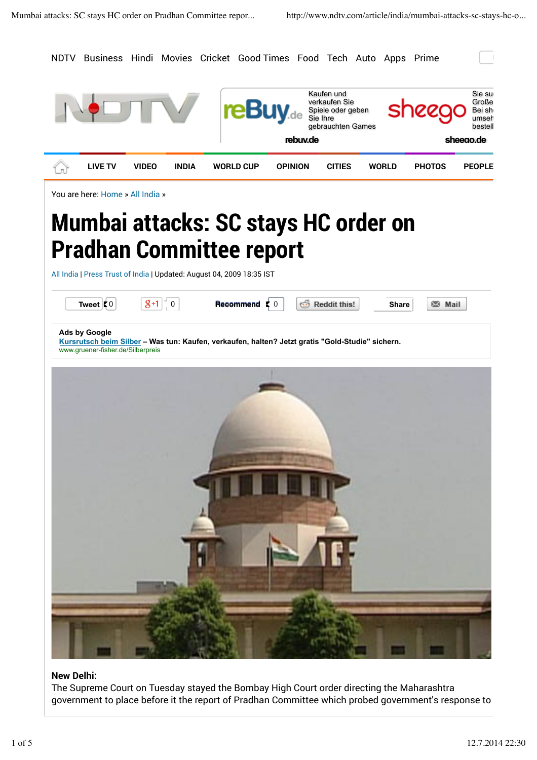NDTV Business Hindi Movies Cricket Good Times Food Tech Auto Apps Prime

LIVE TV VIDEO INDIA WORLD CUP OPINION CITIES WORLD PHOTOS PEOPLE

You are here: Home » All India »

# Mumbai attacks: SC stays HC order on Pradhan Committee report

All India | Press Trust of India | Updated: August 04, 2009 18:35 IST

**New Delhi:**

The Supreme Court on Tuesday stayed the Bombay High Court order directing the Maharashtra government to place before it the report of Pradhan Committee which probed government's response to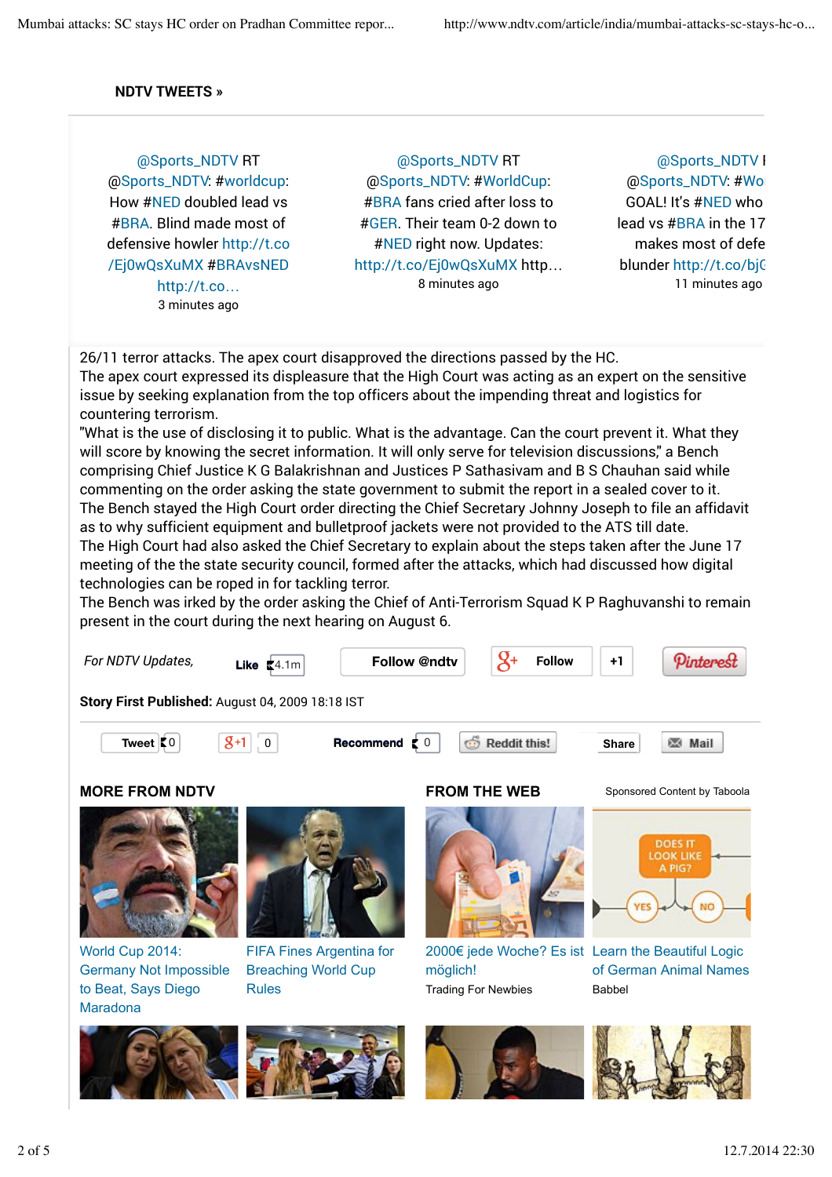**NDTV TWEETS »**

@Sports_NDTV RT @Sports_NDTV: #worldcup: How #NED doubled lead vs #BRA. Blind made most of defensive howler http://t.co/Ej0wQsXuMX #BRAvsNED http://t.co…
3 minutes ago

@Sports_NDTV RT @Sports_NDTV: #WorldCup: #BRA fans cried after loss to #GER. Their team 0-2 down to #NED right now. Updates: http://t.co/Ej0wQsXuMX http…
8 minutes ago

@Sports_NDTV I @Sports_NDTV: #Wo GOAL! It's #NED who lead vs #BRA in the 17 makes most of defe blunder http://t.co/bjG
11 minutes ago

26/11 terror attacks. The apex court disapproved the directions passed by the HC.
The apex court expressed its displeasure that the High Court was acting as an expert on the sensitive issue by seeking explanation from the top officers about the impending threat and logistics for countering terrorism.
"What is the use of disclosing it to public. What is the advantage. Can the court prevent it. What they will score by knowing the secret information. It will only serve for television discussions," a Bench comprising Chief Justice K G Balakrishnan and Justices P Sathasivam and B S Chauhan said while commenting on the order asking the state government to submit the report in a sealed cover to it.
The Bench stayed the High Court order directing the Chief Secretary Johnny Joseph to file an affidavit as to why sufficient equipment and bulletproof jackets were not provided to the ATS till date.
The High Court had also asked the Chief Secretary to explain about the steps taken after the June 17 meeting of the the state security council, formed after the attacks, which had discussed how digital technologies can be roped in for tackling terror.
The Bench was irked by the order asking the Chief of Anti-Terrorism Squad K P Raghuvanshi to remain present in the court during the next hearing on August 6.

*For NDTV Updates,* Like 4.1m Follow @ndtv Follow +1 Pinterest

**Story First Published:** August 04, 2009 18:18 IST

Tweet 0 +1 0 Recommend 0 Reddit this! Share Mail

**MORE FROM NDTV**

World Cup 2014: Germany Not Impossible to Beat, Says Diego Maradona

FIFA Fines Argentina for Breaching World Cup Rules

**FROM THE WEB**

Sponsored Content by Taboola

2000€ jede Woche? Es ist möglich!
Trading For Newbies

Learn the Beautiful Logic of German Animal Names
Babbel